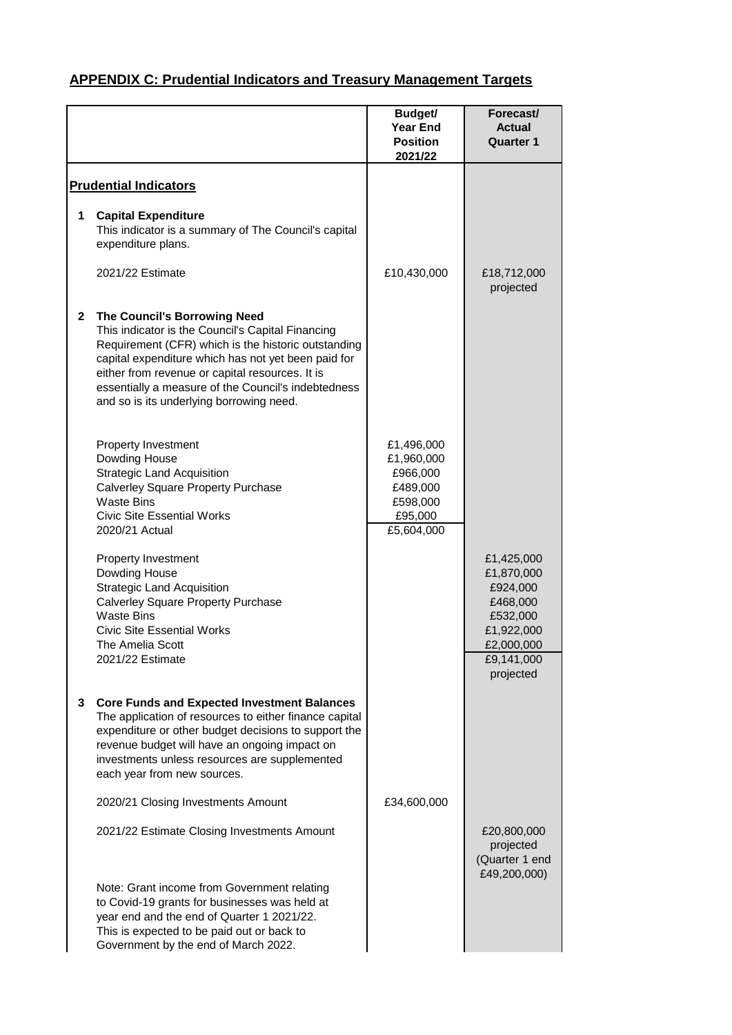## APPENDIX C: Prudential Indicators and Treasury Management Targets

| | | Budget/ Year End Position 2021/22 | Forecast/ Actual Quarter 1 |
|---|---|---|---|
| | **Prudential Indicators** | | |
| **1** | **Capital Expenditure**<br>This indicator is a summary of The Council's capital expenditure plans. | | |
| | 2021/22 Estimate | £10,430,000 | £18,712,000 projected |
| **2** | **The Council's Borrowing Need**<br>This indicator is the Council's Capital Financing Requirement (CFR) which is the historic outstanding capital expenditure which has not yet been paid for either from revenue or capital resources. It is essentially a measure of the Council's indebtedness and so is its underlying borrowing need. | | |
| | Property Investment | £1,496,000 | |
| | Dowding House | £1,960,000 | |
| | Strategic Land Acquisition | £966,000 | |
| | Calverley Square Property Purchase | £489,000 | |
| | Waste Bins | £598,000 | |
| | Civic Site Essential Works | £95,000 | |
| | 2020/21 Actual | £5,604,000 | |
| | Property Investment | | £1,425,000 |
| | Dowding House | | £1,870,000 |
| | Strategic Land Acquisition | | £924,000 |
| | Calverley Square Property Purchase | | £468,000 |
| | Waste Bins | | £532,000 |
| | Civic Site Essential Works | | £1,922,000 |
| | The Amelia Scott | | £2,000,000 |
| | 2021/22 Estimate | | £9,141,000 projected |
| **3** | **Core Funds and Expected Investment Balances**<br>The application of resources to either finance capital expenditure or other budget decisions to support the revenue budget will have an ongoing impact on investments unless resources are supplemented each year from new sources. | | |
| | 2020/21 Closing Investments Amount | £34,600,000 | |
| | 2021/22 Estimate Closing Investments Amount | | £20,800,000 projected (Quarter 1 end £49,200,000) |
| | Note: Grant income from Government relating to Covid-19 grants for businesses was held at year end and the end of Quarter 1 2021/22. This is expected to be paid out or back to Government by the end of March 2022. | | |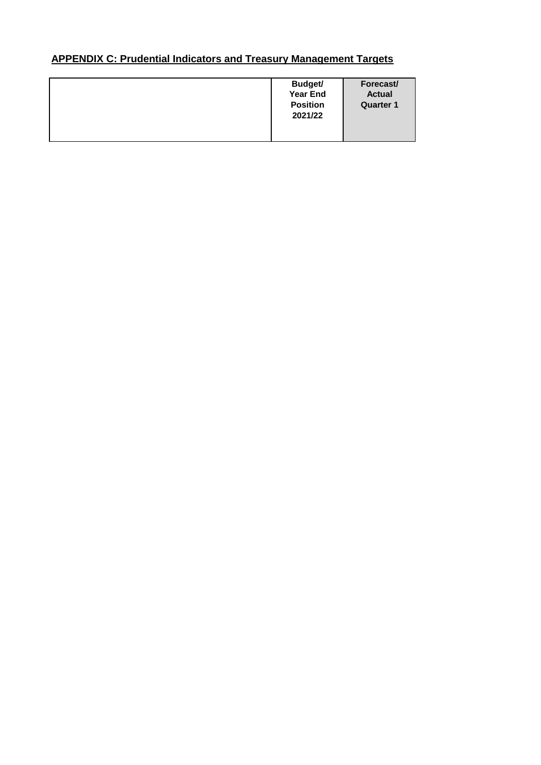## APPENDIX C: Prudential Indicators and Treasury Management Targets

| | Budget/ Year End Position 2021/22 | Forecast/ Actual Quarter 1 |
|---|---|---|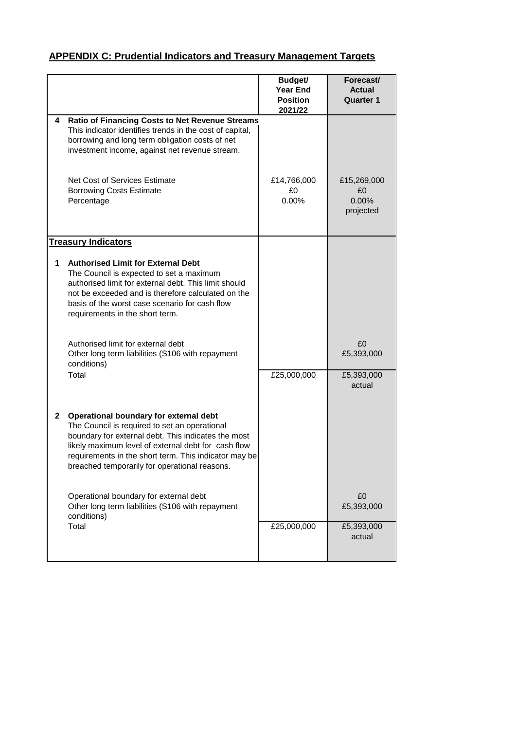## APPENDIX C: Prudential Indicators and Treasury Management Targets

| | | Budget/ Year End Position 2021/22 | Forecast/ Actual Quarter 1 |
|---|---|---|---|
| **4** | **Ratio of Financing Costs to Net Revenue Streams** This indicator identifies trends in the cost of capital, borrowing and long term obligation costs of net investment income, against net revenue stream. | | |
| | Net Cost of Services Estimate | £14,766,000 | £15,269,000 |
| | Borrowing Costs Estimate | £0 | £0 |
| | Percentage | 0.00% | 0.00% projected |
| | **Treasury Indicators** | | |
| **1** | **Authorised Limit for External Debt** The Council is expected to set a maximum authorised limit for external debt. This limit should not be exceeded and is therefore calculated on the basis of the worst case scenario for cash flow requirements in the short term. | | |
| | Authorised limit for external debt | | £0 |
| | Other long term liabilities (S106 with repayment conditions) | | £5,393,000 |
| | Total | £25,000,000 | £5,393,000 actual |
| **2** | **Operational boundary for external debt** The Council is required to set an operational boundary for external debt. This indicates the most likely maximum level of external debt for cash flow requirements in the short term. This indicator may be breached temporarily for operational reasons. | | |
| | Operational boundary for external debt | | £0 |
| | Other long term liabilities (S106 with repayment conditions) | | £5,393,000 |
| | Total | £25,000,000 | £5,393,000 actual |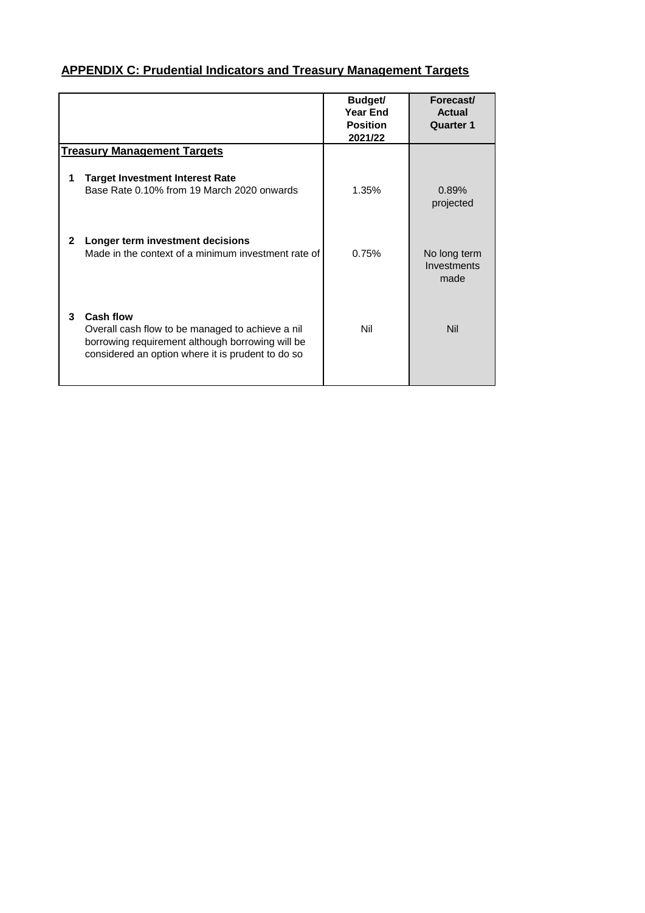## APPENDIX C: Prudential Indicators and Treasury Management Targets

| | | Budget/ Year End Position 2021/22 | Forecast/ Actual Quarter 1 |
|---|---|---|---|
| **Treasury Management Targets** | | | |
| **1** | **Target Investment Interest Rate**<br>Base Rate 0.10% from 19 March 2020 onwards | 1.35% | 0.89% projected |
| **2** | **Longer term investment decisions**<br>Made in the context of a minimum investment rate of | 0.75% | No long term Investments made |
| **3** | **Cash flow**<br>Overall cash flow to be managed to achieve a nil borrowing requirement although borrowing will be considered an option where it is prudent to do so | Nil | Nil |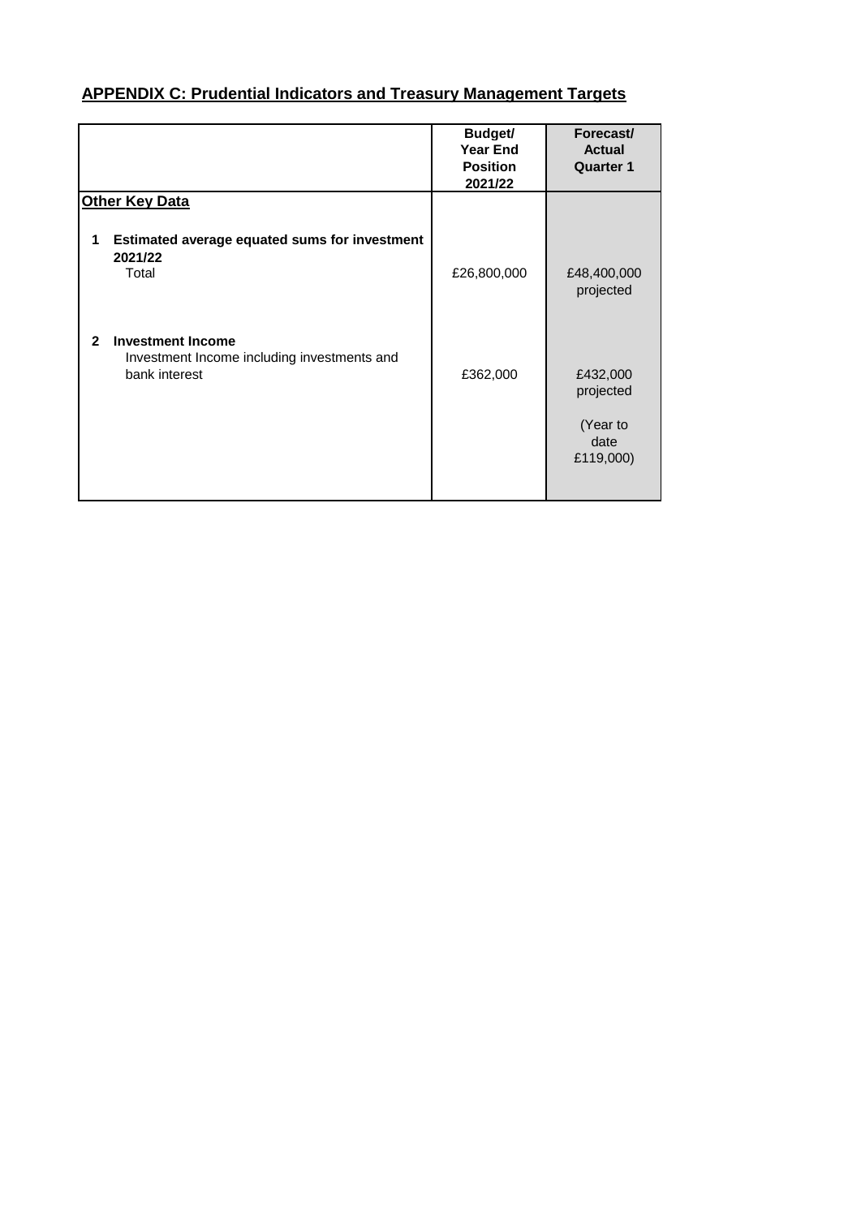## APPENDIX C: Prudential Indicators and Treasury Management Targets

| | Budget/ Year End Position 2021/22 | Forecast/ Actual Quarter 1 |
|---|---|---|
| **Other Key Data** | | |
| **1 Estimated average equated sums for investment 2021/22** | | |
| Total | £26,800,000 | £48,400,000 projected |
| **2 Investment Income** | | |
| Investment Income including investments and bank interest | £362,000 | £432,000 projected (Year to date £119,000) |